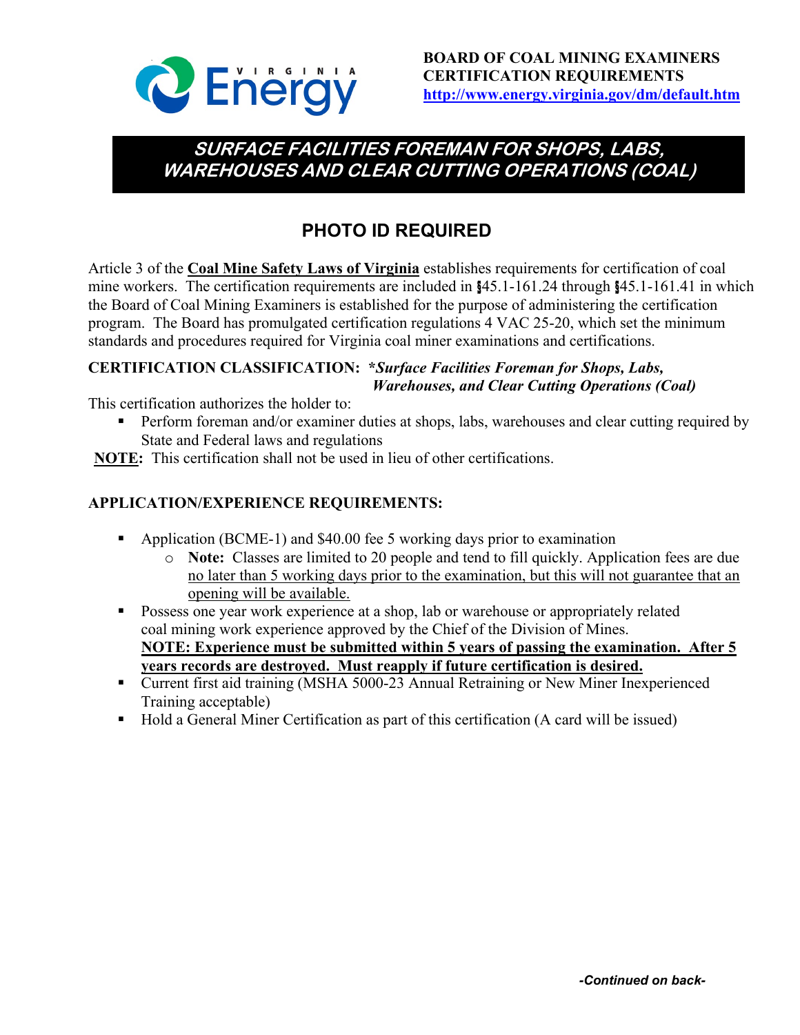**BOARD OF COAL MINING EXAMINERS**
**CERTIFICATION REQUIREMENTS**
**http://www.energy.virginia.gov/dm/default.htm**

# *SURFACE FACILITIES FOREMAN FOR SHOPS, LABS, WAREHOUSES AND CLEAR CUTTING OPERATIONS (COAL)*

## PHOTO ID REQUIRED

Article 3 of the **Coal Mine Safety Laws of Virginia** establishes requirements for certification of coal mine workers. The certification requirements are included in §45.1-161.24 through §45.1-161.41 in which the Board of Coal Mining Examiners is established for the purpose of administering the certification program. The Board has promulgated certification regulations 4 VAC 25-20, which set the minimum standards and procedures required for Virginia coal miner examinations and certifications.

**CERTIFICATION CLASSIFICATION:** ***Surface Facilities Foreman for Shops, Labs, Warehouses, and Clear Cutting Operations (Coal)***

This certification authorizes the holder to:

- Perform foreman and/or examiner duties at shops, labs, warehouses and clear cutting required by State and Federal laws and regulations

**NOTE:** This certification shall not be used in lieu of other certifications.

**APPLICATION/EXPERIENCE REQUIREMENTS:**

- Application (BCME-1) and $40.00 fee 5 working days prior to examination
  - **Note:** Classes are limited to 20 people and tend to fill quickly. Application fees are due no later than 5 working days prior to the examination, but this will not guarantee that an opening will be available.
- Possess one year work experience at a shop, lab or warehouse or appropriately related coal mining work experience approved by the Chief of the Division of Mines.
  **NOTE: Experience must be submitted within 5 years of passing the examination. After 5 years records are destroyed. Must reapply if future certification is desired.**
- Current first aid training (MSHA 5000-23 Annual Retraining or New Miner Inexperienced Training acceptable)
- Hold a General Miner Certification as part of this certification (A card will be issued)

***-Continued on back-***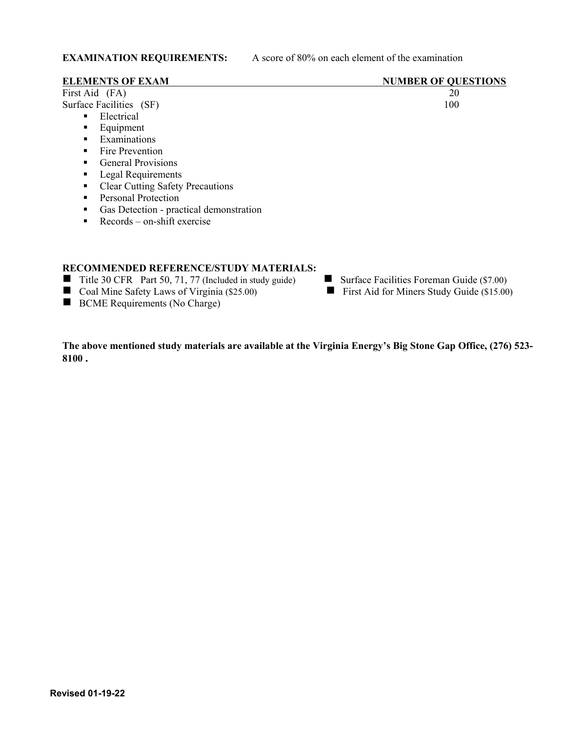**EXAMINATION REQUIREMENTS:** A score of 80% on each element of the examination

| ELEMENTS OF EXAM | NUMBER OF QUESTIONS |
| --- | --- |
| First Aid (FA) | 20 |
| Surface Facilities (SF) | 100 |

- Electrical
- Equipment
- Examinations
- Fire Prevention
- General Provisions
- Legal Requirements
- Clear Cutting Safety Precautions
- Personal Protection
- Gas Detection - practical demonstration
- Records – on-shift exercise

**RECOMMENDED REFERENCE/STUDY MATERIALS:**

- Title 30 CFR Part 50, 71, 77 (Included in study guide)
- Coal Mine Safety Laws of Virginia ($25.00)
- BCME Requirements (No Charge)
- Surface Facilities Foreman Guide ($7.00)
- First Aid for Miners Study Guide ($15.00)

**The above mentioned study materials are available at the Virginia Energy's Big Stone Gap Office, (276) 523-8100 .**

Revised 01-19-22